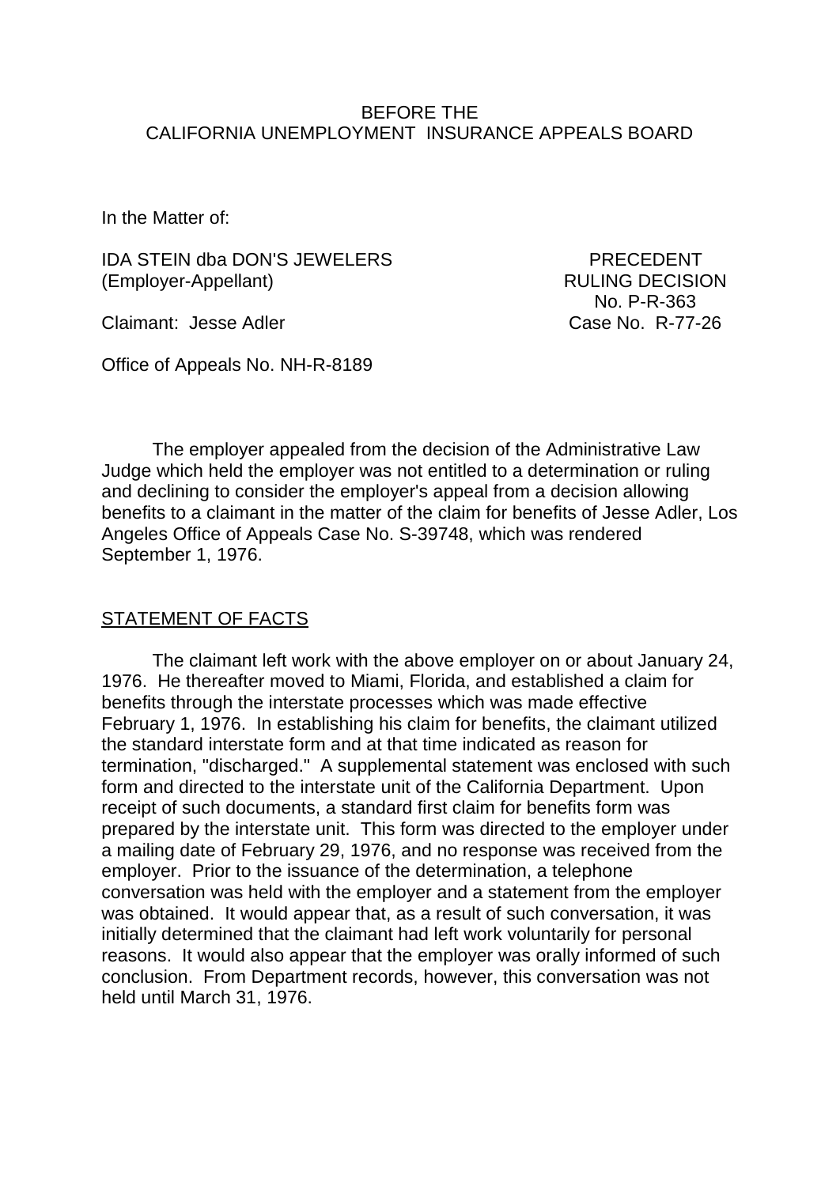BEFORE THE
CALIFORNIA UNEMPLOYMENT INSURANCE APPEALS BOARD

In the Matter of:

IDA STEIN dba DON'S JEWELERS
(Employer-Appellant)

PRECEDENT
RULING DECISION
No. P-R-363

Claimant: Jesse Adler

Case No. R-77-26

Office of Appeals No. NH-R-8189

The employer appealed from the decision of the Administrative Law Judge which held the employer was not entitled to a determination or ruling and declining to consider the employer's appeal from a decision allowing benefits to a claimant in the matter of the claim for benefits of Jesse Adler, Los Angeles Office of Appeals Case No. S-39748, which was rendered September 1, 1976.

## STATEMENT OF FACTS

The claimant left work with the above employer on or about January 24, 1976. He thereafter moved to Miami, Florida, and established a claim for benefits through the interstate processes which was made effective February 1, 1976. In establishing his claim for benefits, the claimant utilized the standard interstate form and at that time indicated as reason for termination, "discharged." A supplemental statement was enclosed with such form and directed to the interstate unit of the California Department. Upon receipt of such documents, a standard first claim for benefits form was prepared by the interstate unit. This form was directed to the employer under a mailing date of February 29, 1976, and no response was received from the employer. Prior to the issuance of the determination, a telephone conversation was held with the employer and a statement from the employer was obtained. It would appear that, as a result of such conversation, it was initially determined that the claimant had left work voluntarily for personal reasons. It would also appear that the employer was orally informed of such conclusion. From Department records, however, this conversation was not held until March 31, 1976.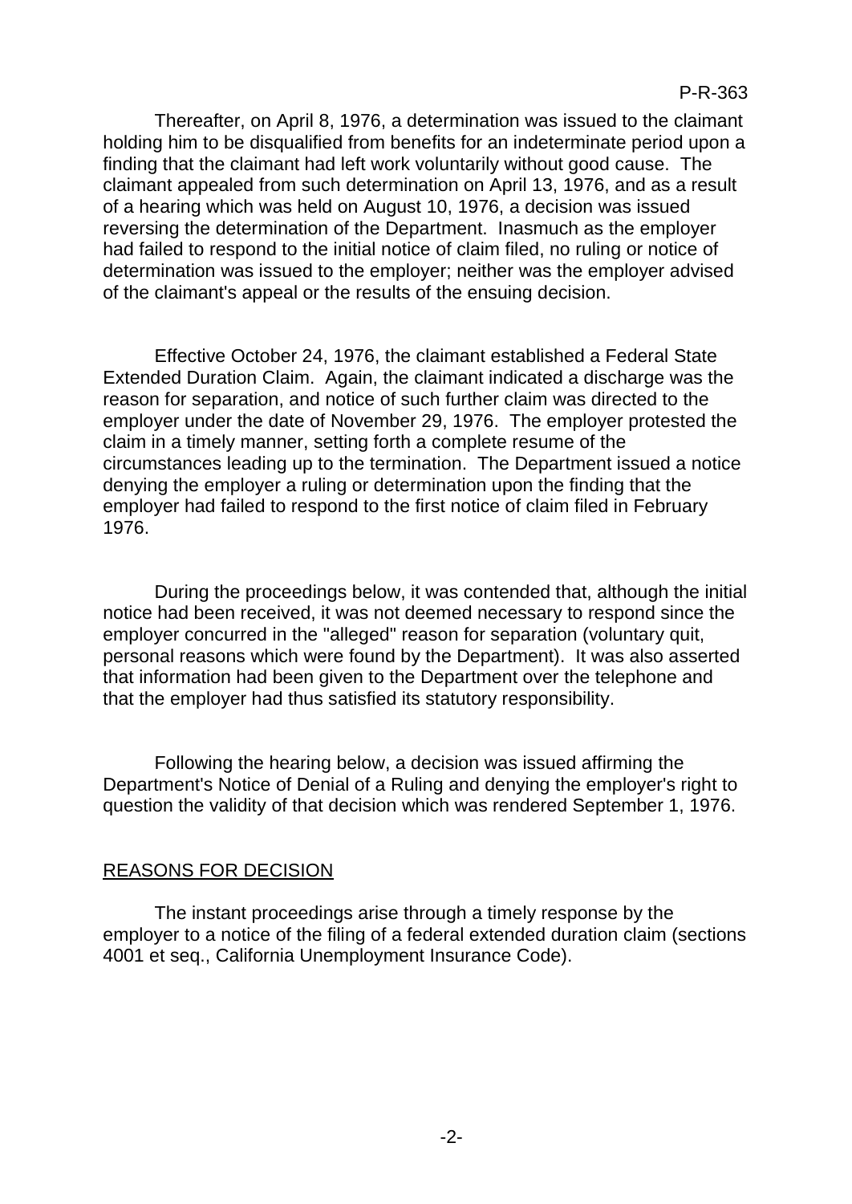Thereafter, on April 8, 1976, a determination was issued to the claimant holding him to be disqualified from benefits for an indeterminate period upon a finding that the claimant had left work voluntarily without good cause. The claimant appealed from such determination on April 13, 1976, and as a result of a hearing which was held on August 10, 1976, a decision was issued reversing the determination of the Department. Inasmuch as the employer had failed to respond to the initial notice of claim filed, no ruling or notice of determination was issued to the employer; neither was the employer advised of the claimant's appeal or the results of the ensuing decision.

Effective October 24, 1976, the claimant established a Federal State Extended Duration Claim. Again, the claimant indicated a discharge was the reason for separation, and notice of such further claim was directed to the employer under the date of November 29, 1976. The employer protested the claim in a timely manner, setting forth a complete resume of the circumstances leading up to the termination. The Department issued a notice denying the employer a ruling or determination upon the finding that the employer had failed to respond to the first notice of claim filed in February 1976.

During the proceedings below, it was contended that, although the initial notice had been received, it was not deemed necessary to respond since the employer concurred in the "alleged" reason for separation (voluntary quit, personal reasons which were found by the Department). It was also asserted that information had been given to the Department over the telephone and that the employer had thus satisfied its statutory responsibility.

Following the hearing below, a decision was issued affirming the Department's Notice of Denial of a Ruling and denying the employer's right to question the validity of that decision which was rendered September 1, 1976.

## REASONS FOR DECISION

The instant proceedings arise through a timely response by the employer to a notice of the filing of a federal extended duration claim (sections 4001 et seq., California Unemployment Insurance Code).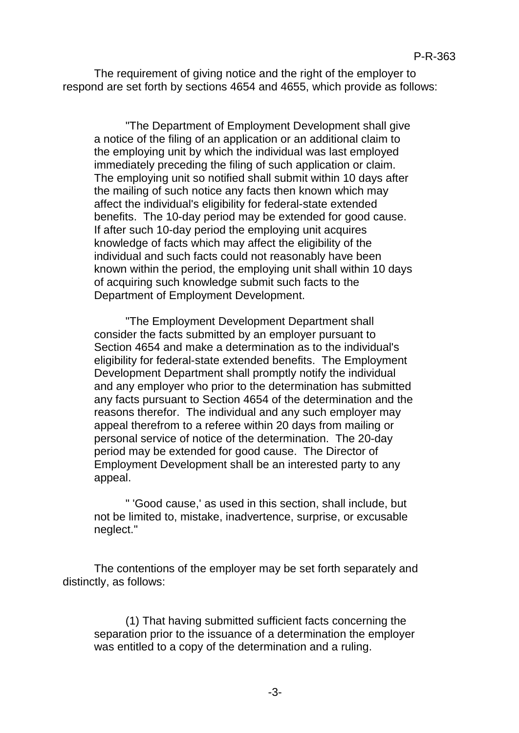The requirement of giving notice and the right of the employer to respond are set forth by sections 4654 and 4655, which provide as follows:

> "The Department of Employment Development shall give a notice of the filing of an application or an additional claim to the employing unit by which the individual was last employed immediately preceding the filing of such application or claim. The employing unit so notified shall submit within 10 days after the mailing of such notice any facts then known which may affect the individual's eligibility for federal-state extended benefits. The 10-day period may be extended for good cause. If after such 10-day period the employing unit acquires knowledge of facts which may affect the eligibility of the individual and such facts could not reasonably have been known within the period, the employing unit shall within 10 days of acquiring such knowledge submit such facts to the Department of Employment Development.
>
> "The Employment Development Department shall consider the facts submitted by an employer pursuant to Section 4654 and make a determination as to the individual's eligibility for federal-state extended benefits. The Employment Development Department shall promptly notify the individual and any employer who prior to the determination has submitted any facts pursuant to Section 4654 of the determination and the reasons therefor. The individual and any such employer may appeal therefrom to a referee within 20 days from mailing or personal service of notice of the determination. The 20-day period may be extended for good cause. The Director of Employment Development shall be an interested party to any appeal.
>
> " 'Good cause,' as used in this section, shall include, but not be limited to, mistake, inadvertence, surprise, or excusable neglect."

The contentions of the employer may be set forth separately and distinctly, as follows:

> (1) That having submitted sufficient facts concerning the separation prior to the issuance of a determination the employer was entitled to a copy of the determination and a ruling.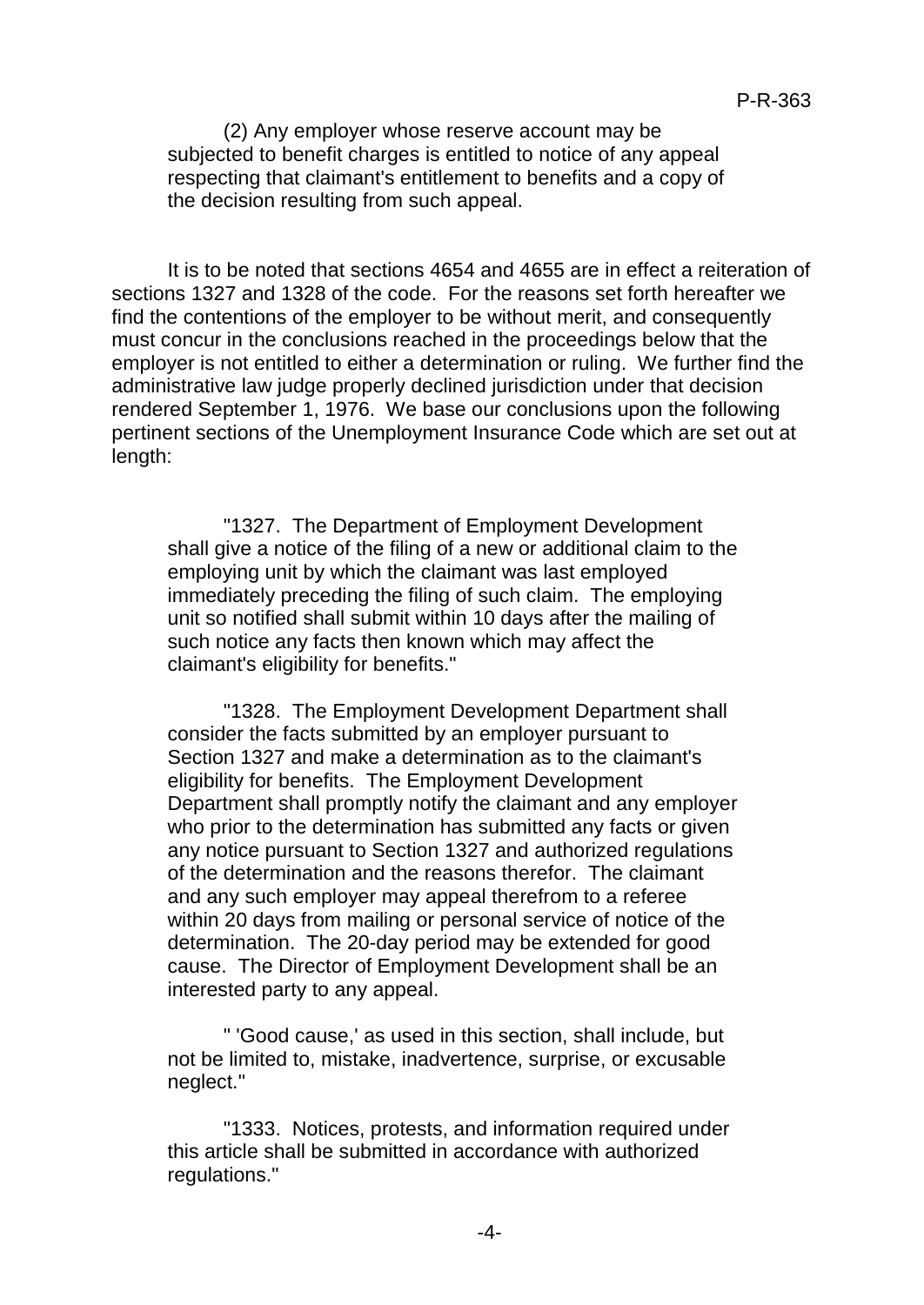(2) Any employer whose reserve account may be subjected to benefit charges is entitled to notice of any appeal respecting that claimant's entitlement to benefits and a copy of the decision resulting from such appeal.

It is to be noted that sections 4654 and 4655 are in effect a reiteration of sections 1327 and 1328 of the code. For the reasons set forth hereafter we find the contentions of the employer to be without merit, and consequently must concur in the conclusions reached in the proceedings below that the employer is not entitled to either a determination or ruling. We further find the administrative law judge properly declined jurisdiction under that decision rendered September 1, 1976. We base our conclusions upon the following pertinent sections of the Unemployment Insurance Code which are set out at length:

> "1327. The Department of Employment Development shall give a notice of the filing of a new or additional claim to the employing unit by which the claimant was last employed immediately preceding the filing of such claim. The employing unit so notified shall submit within 10 days after the mailing of such notice any facts then known which may affect the claimant's eligibility for benefits."
>
> "1328. The Employment Development Department shall consider the facts submitted by an employer pursuant to Section 1327 and make a determination as to the claimant's eligibility for benefits. The Employment Development Department shall promptly notify the claimant and any employer who prior to the determination has submitted any facts or given any notice pursuant to Section 1327 and authorized regulations of the determination and the reasons therefor. The claimant and any such employer may appeal therefrom to a referee within 20 days from mailing or personal service of notice of the determination. The 20-day period may be extended for good cause. The Director of Employment Development shall be an interested party to any appeal.
>
> " 'Good cause,' as used in this section, shall include, but not be limited to, mistake, inadvertence, surprise, or excusable neglect."
>
> "1333. Notices, protests, and information required under this article shall be submitted in accordance with authorized regulations."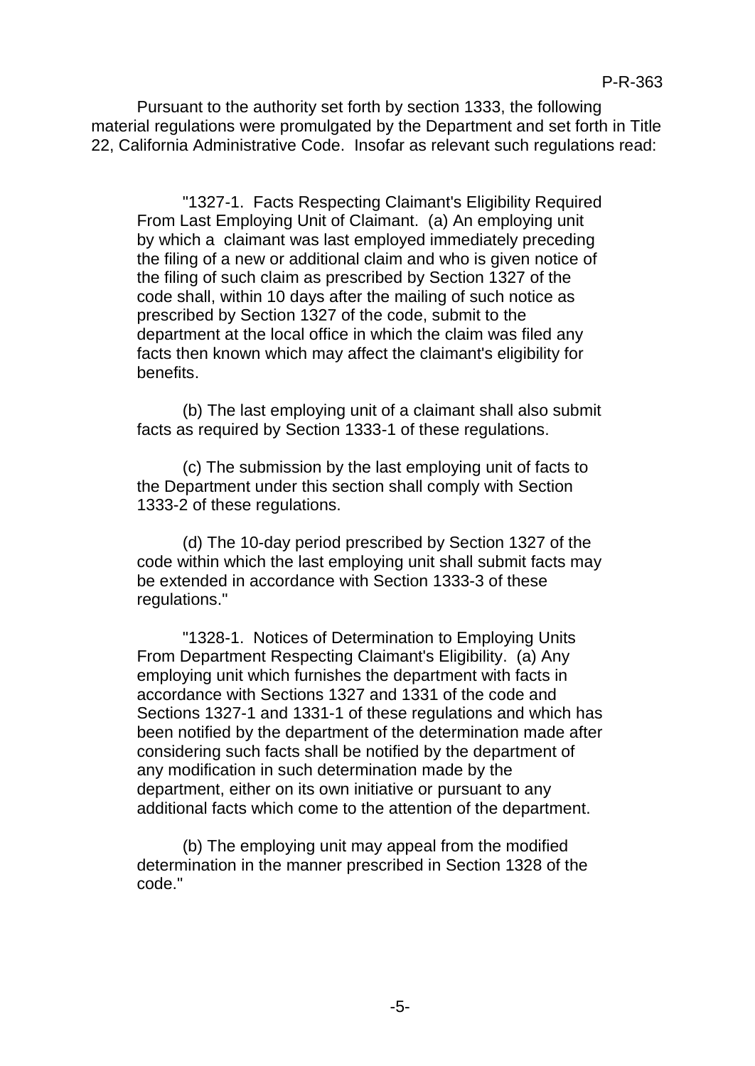Pursuant to the authority set forth by section 1333, the following material regulations were promulgated by the Department and set forth in Title 22, California Administrative Code. Insofar as relevant such regulations read:

> "1327-1. Facts Respecting Claimant's Eligibility Required From Last Employing Unit of Claimant. (a) An employing unit by which a claimant was last employed immediately preceding the filing of a new or additional claim and who is given notice of the filing of such claim as prescribed by Section 1327 of the code shall, within 10 days after the mailing of such notice as prescribed by Section 1327 of the code, submit to the department at the local office in which the claim was filed any facts then known which may affect the claimant's eligibility for benefits.
>
> (b) The last employing unit of a claimant shall also submit facts as required by Section 1333-1 of these regulations.
>
> (c) The submission by the last employing unit of facts to the Department under this section shall comply with Section 1333-2 of these regulations.
>
> (d) The 10-day period prescribed by Section 1327 of the code within which the last employing unit shall submit facts may be extended in accordance with Section 1333-3 of these regulations."
>
> "1328-1. Notices of Determination to Employing Units From Department Respecting Claimant's Eligibility. (a) Any employing unit which furnishes the department with facts in accordance with Sections 1327 and 1331 of the code and Sections 1327-1 and 1331-1 of these regulations and which has been notified by the department of the determination made after considering such facts shall be notified by the department of any modification in such determination made by the department, either on its own initiative or pursuant to any additional facts which come to the attention of the department.
>
> (b) The employing unit may appeal from the modified determination in the manner prescribed in Section 1328 of the code."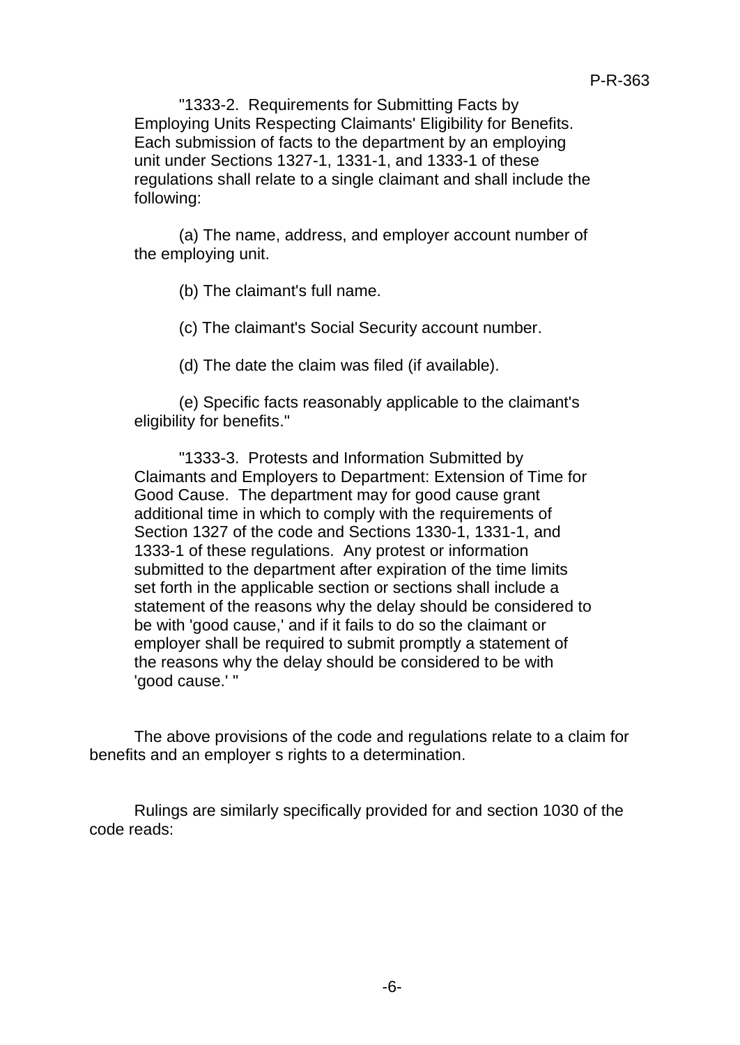"1333-2. Requirements for Submitting Facts by Employing Units Respecting Claimants' Eligibility for Benefits. Each submission of facts to the department by an employing unit under Sections 1327-1, 1331-1, and 1333-1 of these regulations shall relate to a single claimant and shall include the following:

(a) The name, address, and employer account number of the employing unit.

(b) The claimant's full name.

(c) The claimant's Social Security account number.

(d) The date the claim was filed (if available).

(e) Specific facts reasonably applicable to the claimant's eligibility for benefits."

"1333-3. Protests and Information Submitted by Claimants and Employers to Department: Extension of Time for Good Cause. The department may for good cause grant additional time in which to comply with the requirements of Section 1327 of the code and Sections 1330-1, 1331-1, and 1333-1 of these regulations. Any protest or information submitted to the department after expiration of the time limits set forth in the applicable section or sections shall include a statement of the reasons why the delay should be considered to be with 'good cause,' and if it fails to do so the claimant or employer shall be required to submit promptly a statement of the reasons why the delay should be considered to be with 'good cause.' "

The above provisions of the code and regulations relate to a claim for benefits and an employer s rights to a determination.

Rulings are similarly specifically provided for and section 1030 of the code reads: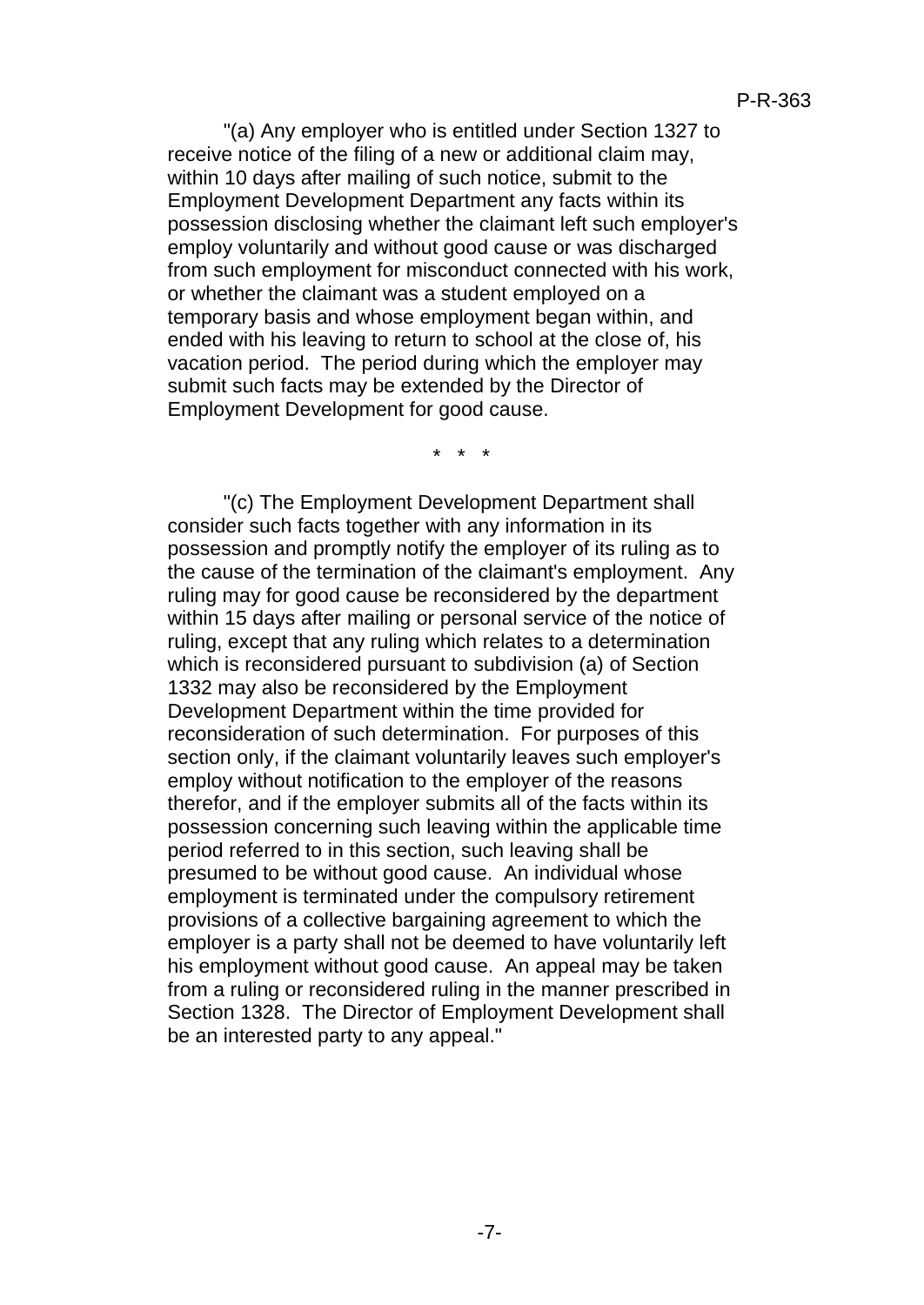"(a) Any employer who is entitled under Section 1327 to receive notice of the filing of a new or additional claim may, within 10 days after mailing of such notice, submit to the Employment Development Department any facts within its possession disclosing whether the claimant left such employer's employ voluntarily and without good cause or was discharged from such employment for misconduct connected with his work, or whether the claimant was a student employed on a temporary basis and whose employment began within, and ended with his leaving to return to school at the close of, his vacation period. The period during which the employer may submit such facts may be extended by the Director of Employment Development for good cause.

\* \* \*

"(c) The Employment Development Department shall consider such facts together with any information in its possession and promptly notify the employer of its ruling as to the cause of the termination of the claimant's employment. Any ruling may for good cause be reconsidered by the department within 15 days after mailing or personal service of the notice of ruling, except that any ruling which relates to a determination which is reconsidered pursuant to subdivision (a) of Section 1332 may also be reconsidered by the Employment Development Department within the time provided for reconsideration of such determination. For purposes of this section only, if the claimant voluntarily leaves such employer's employ without notification to the employer of the reasons therefor, and if the employer submits all of the facts within its possession concerning such leaving within the applicable time period referred to in this section, such leaving shall be presumed to be without good cause. An individual whose employment is terminated under the compulsory retirement provisions of a collective bargaining agreement to which the employer is a party shall not be deemed to have voluntarily left his employment without good cause. An appeal may be taken from a ruling or reconsidered ruling in the manner prescribed in Section 1328. The Director of Employment Development shall be an interested party to any appeal."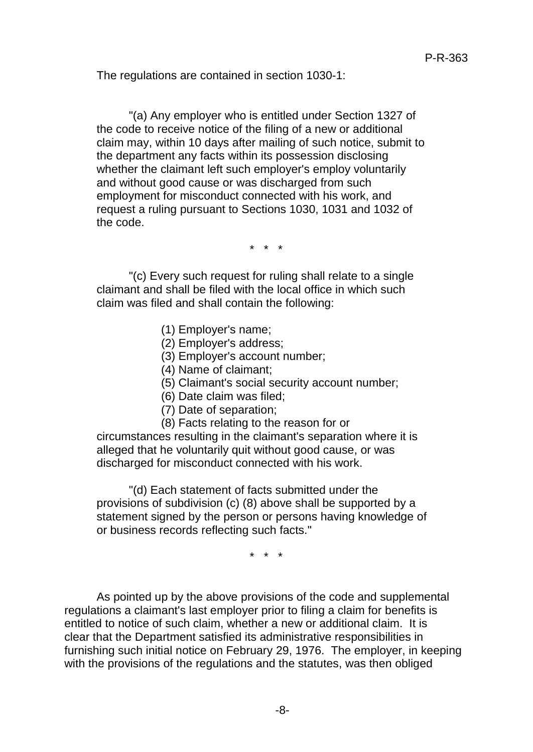The regulations are contained in section 1030-1:

"(a) Any employer who is entitled under Section 1327 of the code to receive notice of the filing of a new or additional claim may, within 10 days after mailing of such notice, submit to the department any facts within its possession disclosing whether the claimant left such employer's employ voluntarily and without good cause or was discharged from such employment for misconduct connected with his work, and request a ruling pursuant to Sections 1030, 1031 and 1032 of the code.

\* \* \*

"(c) Every such request for ruling shall relate to a single claimant and shall be filed with the local office in which such claim was filed and shall contain the following:

(1) Employer's name;
(2) Employer's address;
(3) Employer's account number;
(4) Name of claimant;
(5) Claimant's social security account number;
(6) Date claim was filed;
(7) Date of separation;
(8) Facts relating to the reason for or circumstances resulting in the claimant's separation where it is alleged that he voluntarily quit without good cause, or was discharged for misconduct connected with his work.

"(d) Each statement of facts submitted under the provisions of subdivision (c) (8) above shall be supported by a statement signed by the person or persons having knowledge of or business records reflecting such facts."

\* \* \*

As pointed up by the above provisions of the code and supplemental regulations a claimant's last employer prior to filing a claim for benefits is entitled to notice of such claim, whether a new or additional claim. It is clear that the Department satisfied its administrative responsibilities in furnishing such initial notice on February 29, 1976. The employer, in keeping with the provisions of the regulations and the statutes, was then obliged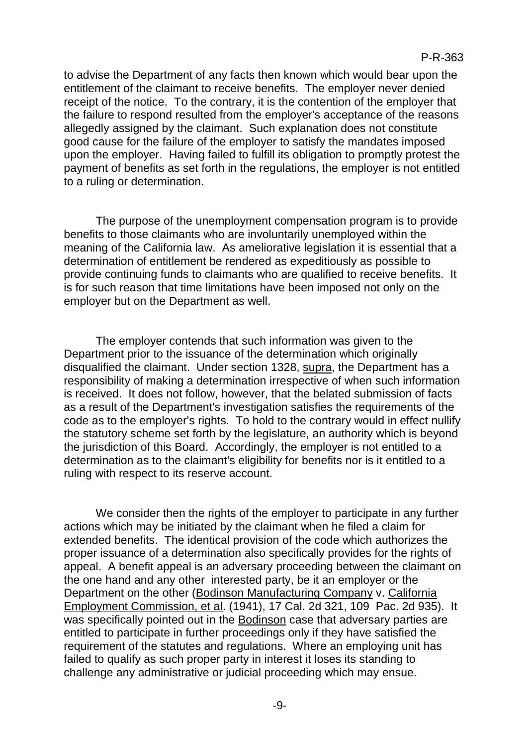to advise the Department of any facts then known which would bear upon the entitlement of the claimant to receive benefits. The employer never denied receipt of the notice. To the contrary, it is the contention of the employer that the failure to respond resulted from the employer's acceptance of the reasons allegedly assigned by the claimant. Such explanation does not constitute good cause for the failure of the employer to satisfy the mandates imposed upon the employer. Having failed to fulfill its obligation to promptly protest the payment of benefits as set forth in the regulations, the employer is not entitled to a ruling or determination.

The purpose of the unemployment compensation program is to provide benefits to those claimants who are involuntarily unemployed within the meaning of the California law. As ameliorative legislation it is essential that a determination of entitlement be rendered as expeditiously as possible to provide continuing funds to claimants who are qualified to receive benefits. It is for such reason that time limitations have been imposed not only on the employer but on the Department as well.

The employer contends that such information was given to the Department prior to the issuance of the determination which originally disqualified the claimant. Under section 1328, supra, the Department has a responsibility of making a determination irrespective of when such information is received. It does not follow, however, that the belated submission of facts as a result of the Department's investigation satisfies the requirements of the code as to the employer's rights. To hold to the contrary would in effect nullify the statutory scheme set forth by the legislature, an authority which is beyond the jurisdiction of this Board. Accordingly, the employer is not entitled to a determination as to the claimant's eligibility for benefits nor is it entitled to a ruling with respect to its reserve account.

We consider then the rights of the employer to participate in any further actions which may be initiated by the claimant when he filed a claim for extended benefits. The identical provision of the code which authorizes the proper issuance of a determination also specifically provides for the rights of appeal. A benefit appeal is an adversary proceeding between the claimant on the one hand and any other interested party, be it an employer or the Department on the other (Bodinson Manufacturing Company v. California Employment Commission, et al. (1941), 17 Cal. 2d 321, 109 Pac. 2d 935). It was specifically pointed out in the Bodinson case that adversary parties are entitled to participate in further proceedings only if they have satisfied the requirement of the statutes and regulations. Where an employing unit has failed to qualify as such proper party in interest it loses its standing to challenge any administrative or judicial proceeding which may ensue.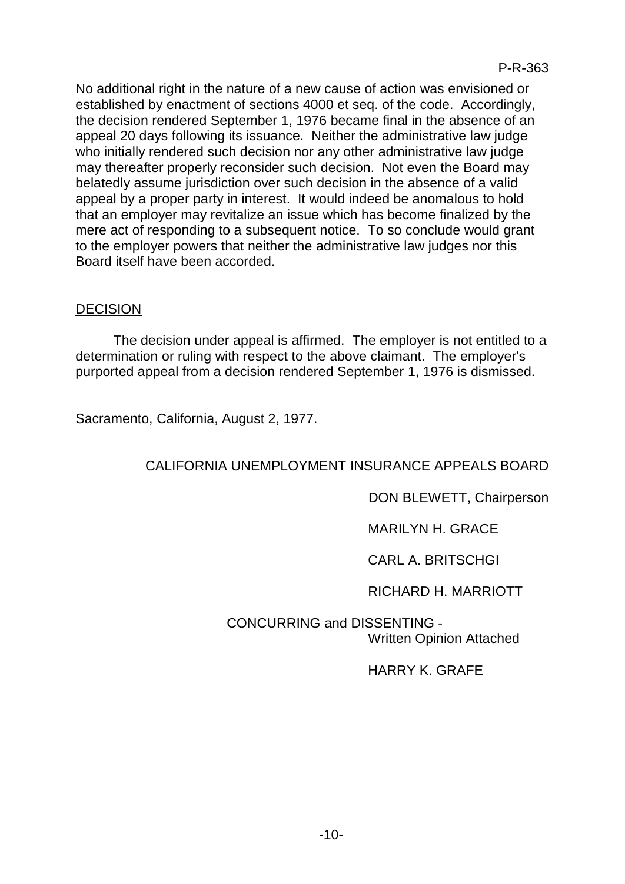No additional right in the nature of a new cause of action was envisioned or established by enactment of sections 4000 et seq. of the code. Accordingly, the decision rendered September 1, 1976 became final in the absence of an appeal 20 days following its issuance. Neither the administrative law judge who initially rendered such decision nor any other administrative law judge may thereafter properly reconsider such decision. Not even the Board may belatedly assume jurisdiction over such decision in the absence of a valid appeal by a proper party in interest. It would indeed be anomalous to hold that an employer may revitalize an issue which has become finalized by the mere act of responding to a subsequent notice. To so conclude would grant to the employer powers that neither the administrative law judges nor this Board itself have been accorded.

## DECISION

The decision under appeal is affirmed. The employer is not entitled to a determination or ruling with respect to the above claimant. The employer's purported appeal from a decision rendered September 1, 1976 is dismissed.

Sacramento, California, August 2, 1977.

CALIFORNIA UNEMPLOYMENT INSURANCE APPEALS BOARD

DON BLEWETT, Chairperson

MARILYN H. GRACE

CARL A. BRITSCHGI

RICHARD H. MARRIOTT

CONCURRING and DISSENTING - Written Opinion Attached

HARRY K. GRAFE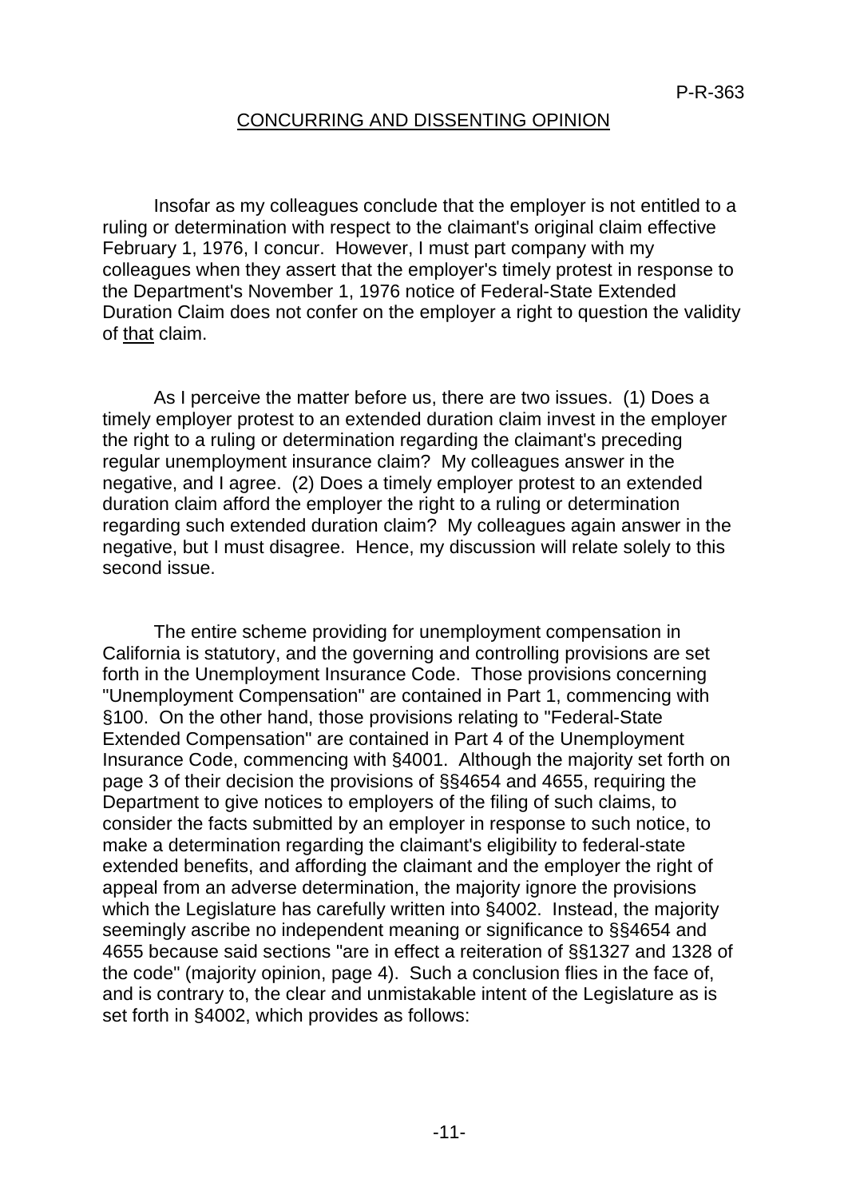P-R-363

## CONCURRING AND DISSENTING OPINION

Insofar as my colleagues conclude that the employer is not entitled to a ruling or determination with respect to the claimant's original claim effective February 1, 1976, I concur. However, I must part company with my colleagues when they assert that the employer's timely protest in response to the Department's November 1, 1976 notice of Federal-State Extended Duration Claim does not confer on the employer a right to question the validity of that claim.

As I perceive the matter before us, there are two issues. (1) Does a timely employer protest to an extended duration claim invest in the employer the right to a ruling or determination regarding the claimant's preceding regular unemployment insurance claim? My colleagues answer in the negative, and I agree. (2) Does a timely employer protest to an extended duration claim afford the employer the right to a ruling or determination regarding such extended duration claim? My colleagues again answer in the negative, but I must disagree. Hence, my discussion will relate solely to this second issue.

The entire scheme providing for unemployment compensation in California is statutory, and the governing and controlling provisions are set forth in the Unemployment Insurance Code. Those provisions concerning "Unemployment Compensation" are contained in Part 1, commencing with §100. On the other hand, those provisions relating to "Federal-State Extended Compensation" are contained in Part 4 of the Unemployment Insurance Code, commencing with §4001. Although the majority set forth on page 3 of their decision the provisions of §§4654 and 4655, requiring the Department to give notices to employers of the filing of such claims, to consider the facts submitted by an employer in response to such notice, to make a determination regarding the claimant's eligibility to federal-state extended benefits, and affording the claimant and the employer the right of appeal from an adverse determination, the majority ignore the provisions which the Legislature has carefully written into §4002. Instead, the majority seemingly ascribe no independent meaning or significance to §§4654 and 4655 because said sections "are in effect a reiteration of §§1327 and 1328 of the code" (majority opinion, page 4). Such a conclusion flies in the face of, and is contrary to, the clear and unmistakable intent of the Legislature as is set forth in §4002, which provides as follows: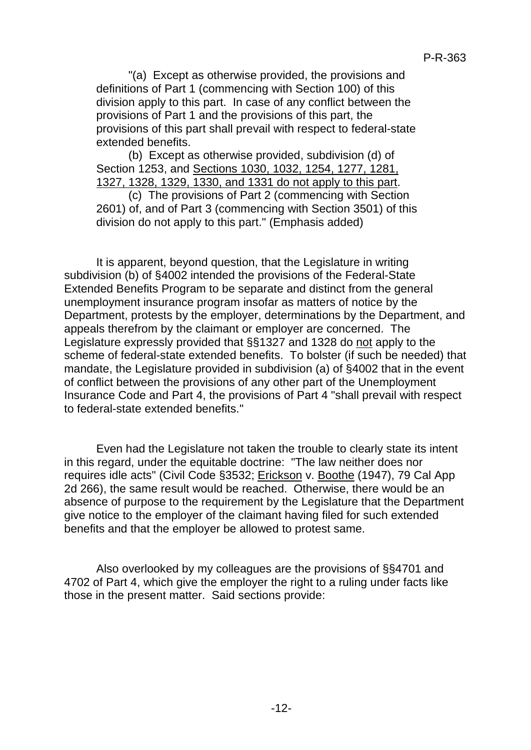"(a) Except as otherwise provided, the provisions and definitions of Part 1 (commencing with Section 100) of this division apply to this part. In case of any conflict between the provisions of Part 1 and the provisions of this part, the provisions of this part shall prevail with respect to federal-state extended benefits.

(b) Except as otherwise provided, subdivision (d) of Section 1253, and <u>Sections 1030, 1032, 1254, 1277, 1281, 1327, 1328, 1329, 1330, and 1331 do not apply to this part</u>.

(c) The provisions of Part 2 (commencing with Section 2601) of, and of Part 3 (commencing with Section 3501) of this division do not apply to this part." (Emphasis added)

It is apparent, beyond question, that the Legislature in writing subdivision (b) of §4002 intended the provisions of the Federal-State Extended Benefits Program to be separate and distinct from the general unemployment insurance program insofar as matters of notice by the Department, protests by the employer, determinations by the Department, and appeals therefrom by the claimant or employer are concerned. The Legislature expressly provided that §§1327 and 1328 do <u>not</u> apply to the scheme of federal-state extended benefits. To bolster (if such be needed) that mandate, the Legislature provided in subdivision (a) of §4002 that in the event of conflict between the provisions of any other part of the Unemployment Insurance Code and Part 4, the provisions of Part 4 "shall prevail with respect to federal-state extended benefits."

Even had the Legislature not taken the trouble to clearly state its intent in this regard, under the equitable doctrine: "The law neither does nor requires idle acts" (Civil Code §3532; <u>Erickson</u> v. <u>Boothe</u> (1947), 79 Cal App 2d 266), the same result would be reached. Otherwise, there would be an absence of purpose to the requirement by the Legislature that the Department give notice to the employer of the claimant having filed for such extended benefits and that the employer be allowed to protest same.

Also overlooked by my colleagues are the provisions of §§4701 and 4702 of Part 4, which give the employer the right to a ruling under facts like those in the present matter. Said sections provide: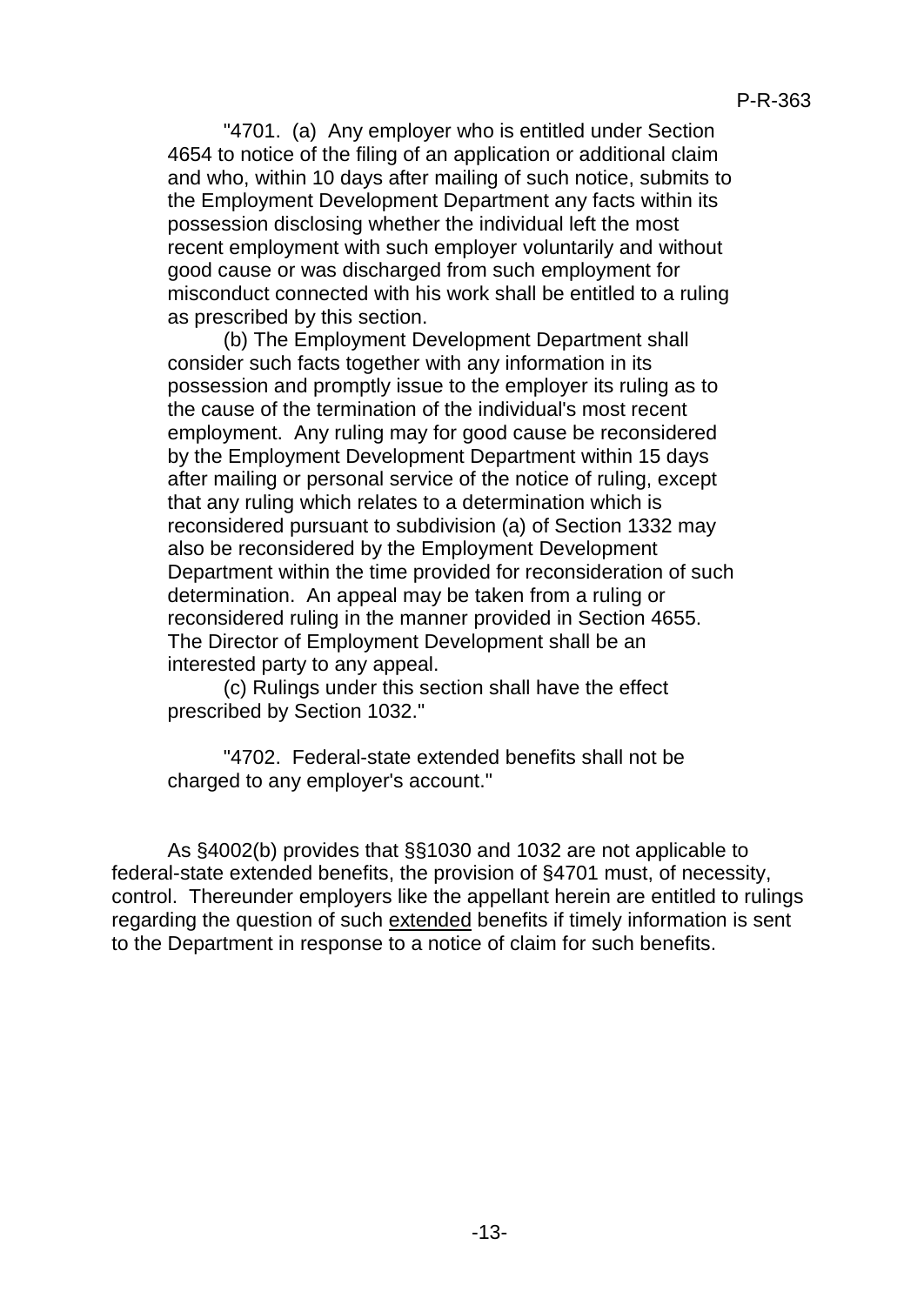"4701. (a) Any employer who is entitled under Section 4654 to notice of the filing of an application or additional claim and who, within 10 days after mailing of such notice, submits to the Employment Development Department any facts within its possession disclosing whether the individual left the most recent employment with such employer voluntarily and without good cause or was discharged from such employment for misconduct connected with his work shall be entitled to a ruling as prescribed by this section.

(b) The Employment Development Department shall consider such facts together with any information in its possession and promptly issue to the employer its ruling as to the cause of the termination of the individual's most recent employment. Any ruling may for good cause be reconsidered by the Employment Development Department within 15 days after mailing or personal service of the notice of ruling, except that any ruling which relates to a determination which is reconsidered pursuant to subdivision (a) of Section 1332 may also be reconsidered by the Employment Development Department within the time provided for reconsideration of such determination. An appeal may be taken from a ruling or reconsidered ruling in the manner provided in Section 4655. The Director of Employment Development shall be an interested party to any appeal.

(c) Rulings under this section shall have the effect prescribed by Section 1032."

"4702. Federal-state extended benefits shall not be charged to any employer's account."

As §4002(b) provides that §§1030 and 1032 are not applicable to federal-state extended benefits, the provision of §4701 must, of necessity, control. Thereunder employers like the appellant herein are entitled to rulings regarding the question of such extended benefits if timely information is sent to the Department in response to a notice of claim for such benefits.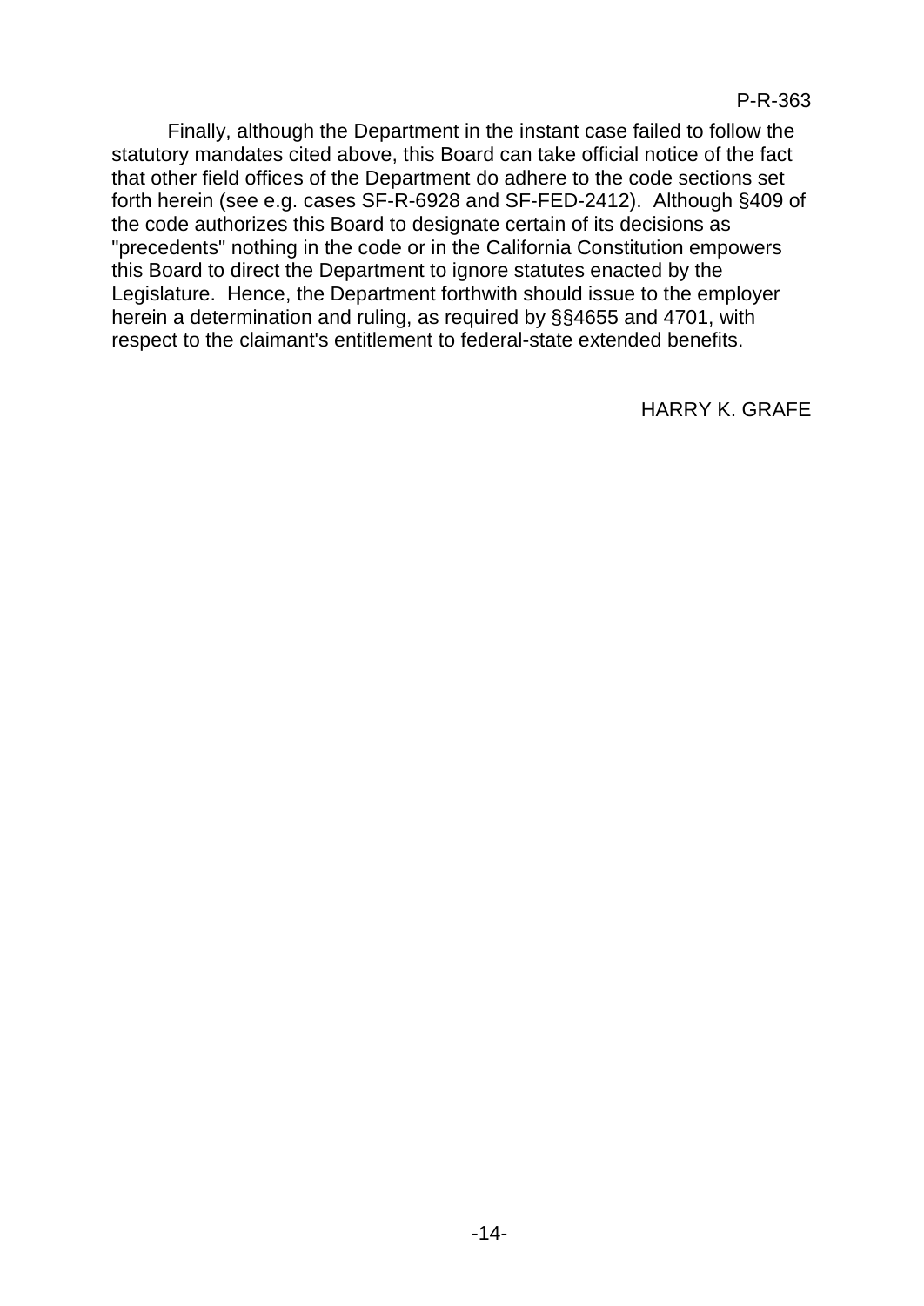Finally, although the Department in the instant case failed to follow the statutory mandates cited above, this Board can take official notice of the fact that other field offices of the Department do adhere to the code sections set forth herein (see e.g. cases SF-R-6928 and SF-FED-2412). Although §409 of the code authorizes this Board to designate certain of its decisions as "precedents" nothing in the code or in the California Constitution empowers this Board to direct the Department to ignore statutes enacted by the Legislature. Hence, the Department forthwith should issue to the employer herein a determination and ruling, as required by §§4655 and 4701, with respect to the claimant's entitlement to federal-state extended benefits.

HARRY K. GRAFE